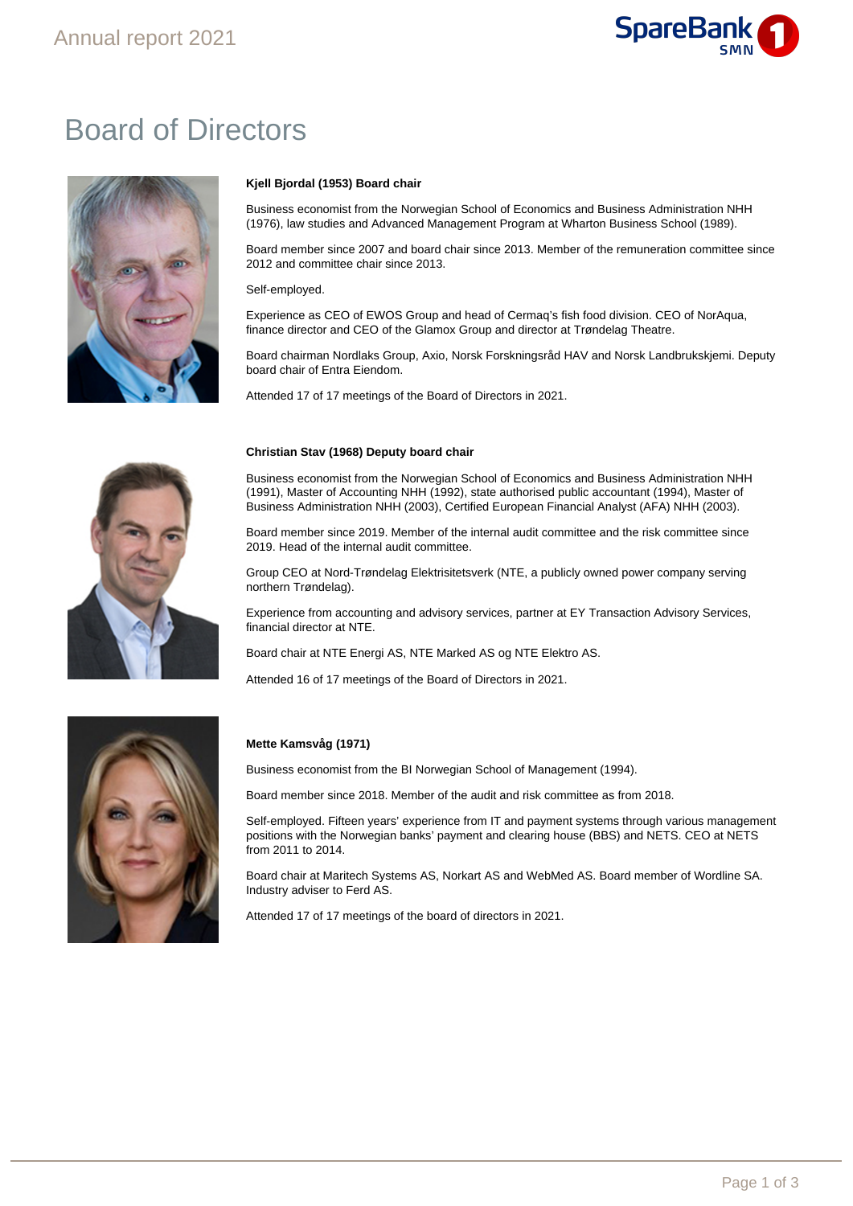# Board of Directors

**Kjell Bjordal (1953) Board chair**

Business economist from the Norwegian School of Economics and Business Administration NHH (1976), law studies and Advanced Management Program at Wharton Business School (1989).

Board member since 2007 and board chair since 2013. Member of the remuneration committee since 2012 and committee chair since 2013.

Self-employed.

Experience as CEO of EWOS Group and head of Cermaq's fish food division. CEO of NorAqua, finance director and CEO of the Glamox Group and director at Trøndelag Theatre.

Board chairman Nordlaks Group, Axio, Norsk Forskningsråd HAV and Norsk Landbrukskjemi. Deputy board chair of Entra Eiendom.

Attended 17 of 17 meetings of the Board of Directors in 2021.

**Christian Stav (1968) Deputy board chair**

Business economist from the Norwegian School of Economics and Business Administration NHH (1991), Master of Accounting NHH (1992), state authorised public accountant (1994), Master of Business Administration NHH (2003), Certified European Financial Analyst (AFA) NHH (2003).

Board member since 2019. Member of the internal audit committee and the risk committee since 2019. Head of the internal audit committee.

Group CEO at Nord-Trøndelag Elektrisitetsverk (NTE, a publicly owned power company serving northern Trøndelag).

Experience from accounting and advisory services, partner at EY Transaction Advisory Services, financial director at NTE.

Board chair at NTE Energi AS, NTE Marked AS og NTE Elektro AS.

Attended 16 of 17 meetings of the Board of Directors in 2021.

**Mette Kamsvåg (1971)**

Business economist from the BI Norwegian School of Management (1994).

Board member since 2018. Member of the audit and risk committee as from 2018.

Self-employed. Fifteen years' experience from IT and payment systems through various management positions with the Norwegian banks' payment and clearing house (BBS) and NETS. CEO at NETS from 2011 to 2014.

Board chair at Maritech Systems AS, Norkart AS and WebMed AS. Board member of Wordline SA. Industry adviser to Ferd AS.

Attended 17 of 17 meetings of the board of directors in 2021.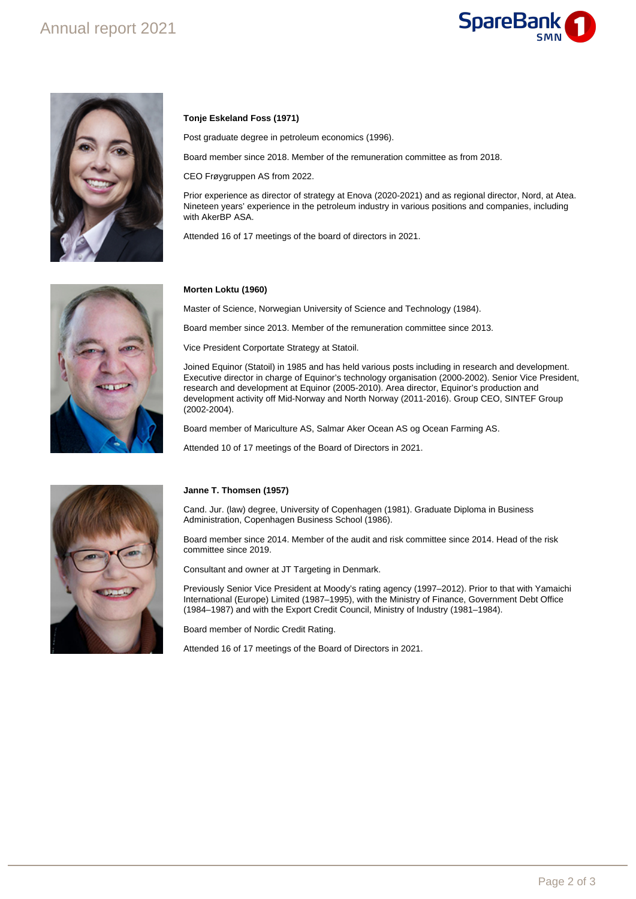**Tonje Eskeland Foss (1971)**

Post graduate degree in petroleum economics (1996).

Board member since 2018. Member of the remuneration committee as from 2018.

CEO Frøygruppen AS from 2022.

Prior experience as director of strategy at Enova (2020-2021) and as regional director, Nord, at Atea. Nineteen years' experience in the petroleum industry in various positions and companies, including with AkerBP ASA.

Attended 16 of 17 meetings of the board of directors in 2021.

**Morten Loktu (1960)**

Master of Science, Norwegian University of Science and Technology (1984).

Board member since 2013. Member of the remuneration committee since 2013.

Vice President Corportate Strategy at Statoil.

Joined Equinor (Statoil) in 1985 and has held various posts including in research and development. Executive director in charge of Equinor's technology organisation (2000-2002). Senior Vice President, research and development at Equinor (2005-2010). Area director, Equinor's production and development activity off Mid-Norway and North Norway (2011-2016). Group CEO, SINTEF Group (2002-2004).

Board member of Mariculture AS, Salmar Aker Ocean AS og Ocean Farming AS.

Attended 10 of 17 meetings of the Board of Directors in 2021.

**Janne T. Thomsen (1957)**

Cand. Jur. (law) degree, University of Copenhagen (1981). Graduate Diploma in Business Administration, Copenhagen Business School (1986).

Board member since 2014. Member of the audit and risk committee since 2014. Head of the risk committee since 2019.

Consultant and owner at JT Targeting in Denmark.

Previously Senior Vice President at Moody's rating agency (1997–2012). Prior to that with Yamaichi International (Europe) Limited (1987–1995), with the Ministry of Finance, Government Debt Office (1984–1987) and with the Export Credit Council, Ministry of Industry (1981–1984).

Board member of Nordic Credit Rating.

Attended 16 of 17 meetings of the Board of Directors in 2021.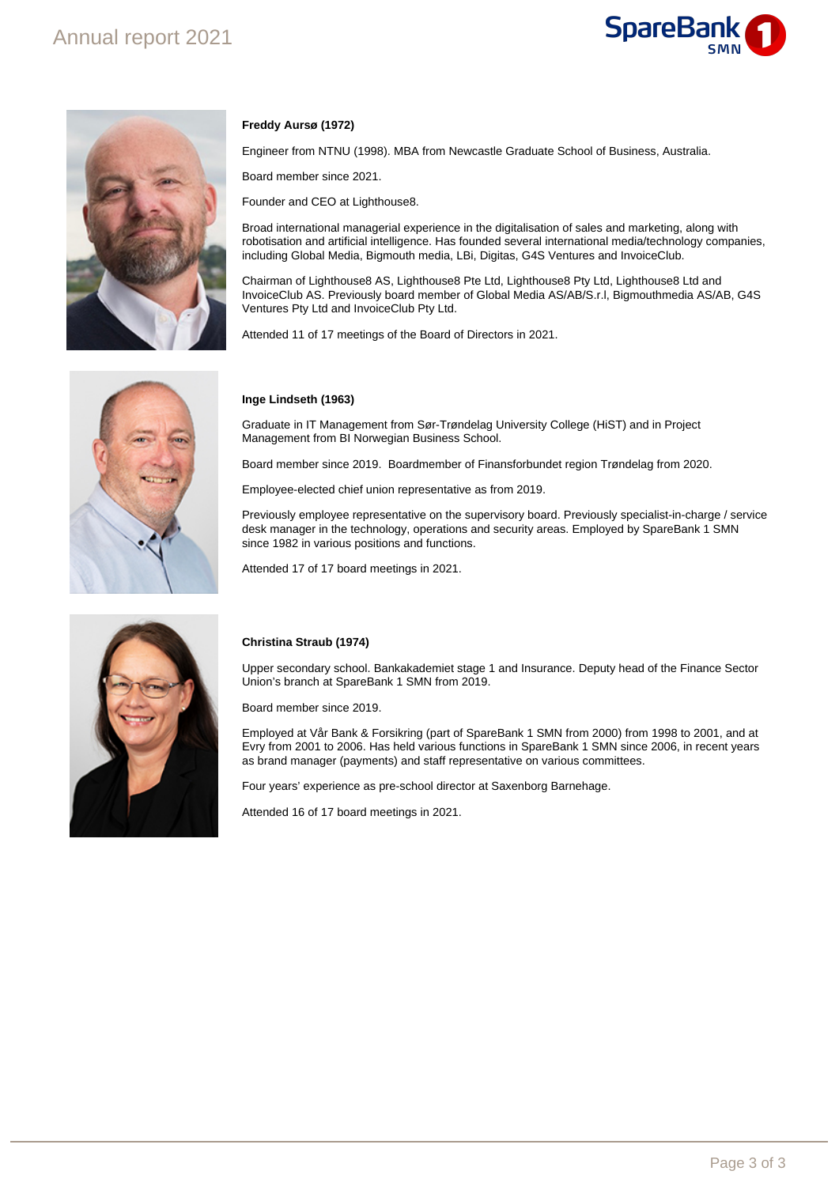**Freddy Aursø (1972)**

Engineer from NTNU (1998). MBA from Newcastle Graduate School of Business, Australia.

Board member since 2021.

Founder and CEO at Lighthouse8.

Broad international managerial experience in the digitalisation of sales and marketing, along with robotisation and artificial intelligence. Has founded several international media/technology companies, including Global Media, Bigmouth media, LBi, Digitas, G4S Ventures and InvoiceClub.

Chairman of Lighthouse8 AS, Lighthouse8 Pte Ltd, Lighthouse8 Pty Ltd, Lighthouse8 Ltd and InvoiceClub AS. Previously board member of Global Media AS/AB/S.r.l, Bigmouthmedia AS/AB, G4S Ventures Pty Ltd and InvoiceClub Pty Ltd.

Attended 11 of 17 meetings of the Board of Directors in 2021.

**Inge Lindseth (1963)**

Graduate in IT Management from Sør-Trøndelag University College (HiST) and in Project Management from BI Norwegian Business School.

Board member since 2019. Boardmember of Finansforbundet region Trøndelag from 2020.

Employee-elected chief union representative as from 2019.

Previously employee representative on the supervisory board. Previously specialist-in-charge / service desk manager in the technology, operations and security areas. Employed by SpareBank 1 SMN since 1982 in various positions and functions.

Attended 17 of 17 board meetings in 2021.

**Christina Straub (1974)**

Upper secondary school. Bankakademiet stage 1 and Insurance. Deputy head of the Finance Sector Union's branch at SpareBank 1 SMN from 2019.

Board member since 2019.

Employed at Vår Bank & Forsikring (part of SpareBank 1 SMN from 2000) from 1998 to 2001, and at Evry from 2001 to 2006. Has held various functions in SpareBank 1 SMN since 2006, in recent years as brand manager (payments) and staff representative on various committees.

Four years' experience as pre-school director at Saxenborg Barnehage.

Attended 16 of 17 board meetings in 2021.